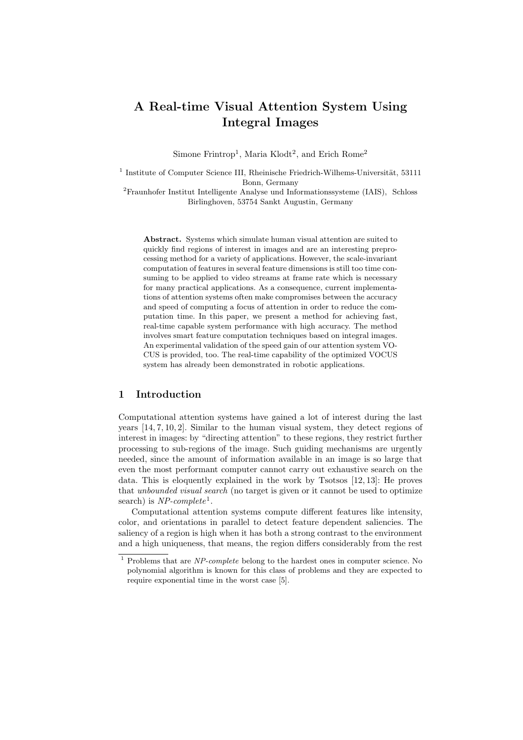# A Real-time Visual Attention System Using Integral Images

Simone Frintrop[1], Maria Klodt[2], and Erich Rome[2]

[1] Institute of Computer Science III, Rheinische Friedrich-Wilhems-Universität, 53111 Bonn, Germany

[2] Fraunhofer Institut Intelligente Analyse und Informationssysteme (IAIS), Schloss Birlinghoven, 53754 Sankt Augustin, Germany

**Abstract.** Systems which simulate human visual attention are suited to quickly find regions of interest in images and are an interesting preprocessing method for a variety of applications. However, the scale-invariant computation of features in several feature dimensions is still too time consuming to be applied to video streams at frame rate which is necessary for many practical applications. As a consequence, current implementations of attention systems often make compromises between the accuracy and speed of computing a focus of attention in order to reduce the computation time. In this paper, we present a method for achieving fast, real-time capable system performance with high accuracy. The method involves smart feature computation techniques based on integral images. An experimental validation of the speed gain of our attention system VOCUS is provided, too. The real-time capability of the optimized VOCUS system has already been demonstrated in robotic applications.

## 1 Introduction

Computational attention systems have gained a lot of interest during the last years [14, 7, 10, 2]. Similar to the human visual system, they detect regions of interest in images: by "directing attention" to these regions, they restrict further processing to sub-regions of the image. Such guiding mechanisms are urgently needed, since the amount of information available in an image is so large that even the most performant computer cannot carry out exhaustive search on the data. This is eloquently explained in the work by Tsotsos [12, 13]: He proves that *unbounded visual search* (no target is given or it cannot be used to optimize search) is *NP-complete*[1].

Computational attention systems compute different features like intensity, color, and orientations in parallel to detect feature dependent saliencies. The saliency of a region is high when it has both a strong contrast to the environment and a high uniqueness, that means, the region differs considerably from the rest

[1] Problems that are *NP-complete* belong to the hardest ones in computer science. No polynomial algorithm is known for this class of problems and they are expected to require exponential time in the worst case [5].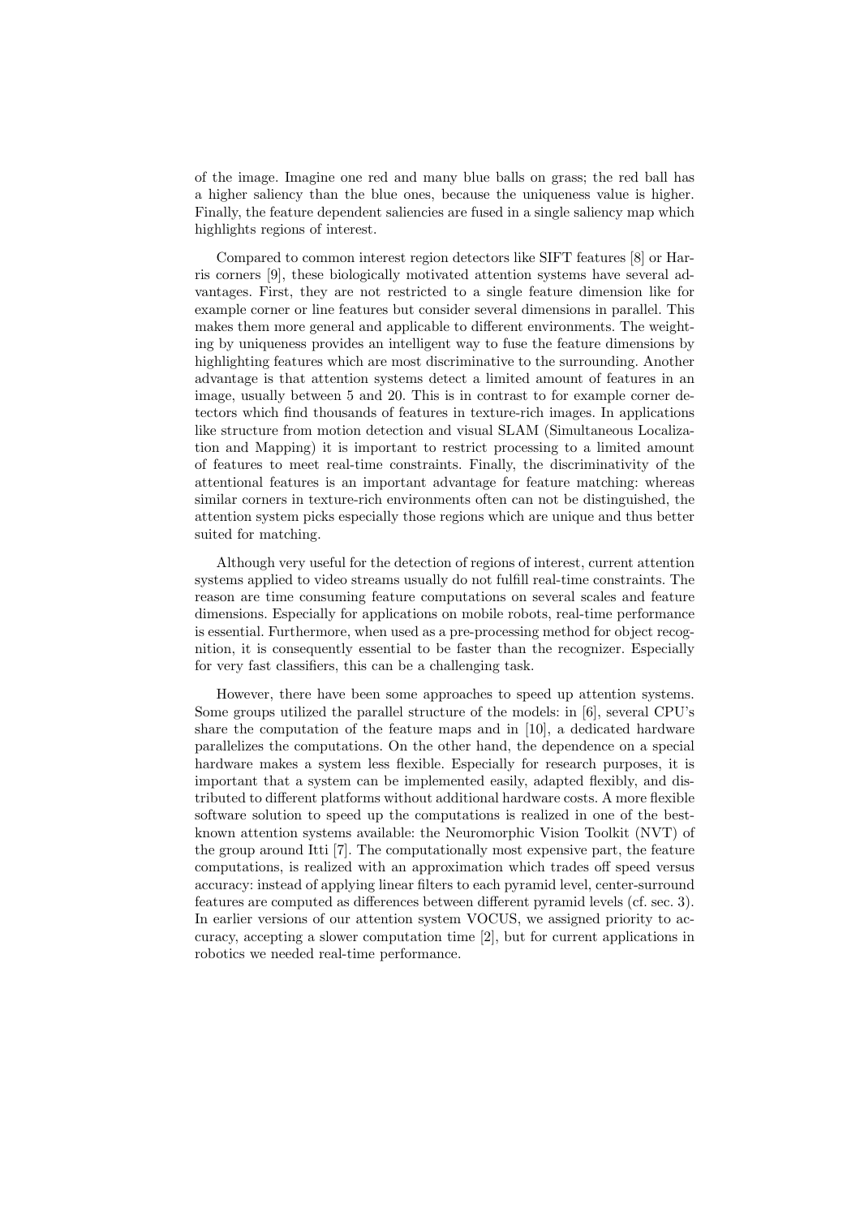of the image. Imagine one red and many blue balls on grass; the red ball has a higher saliency than the blue ones, because the uniqueness value is higher. Finally, the feature dependent saliencies are fused in a single saliency map which highlights regions of interest.

Compared to common interest region detectors like SIFT features [8] or Harris corners [9], these biologically motivated attention systems have several advantages. First, they are not restricted to a single feature dimension like for example corner or line features but consider several dimensions in parallel. This makes them more general and applicable to different environments. The weighting by uniqueness provides an intelligent way to fuse the feature dimensions by highlighting features which are most discriminative to the surrounding. Another advantage is that attention systems detect a limited amount of features in an image, usually between 5 and 20. This is in contrast to for example corner detectors which find thousands of features in texture-rich images. In applications like structure from motion detection and visual SLAM (Simultaneous Localization and Mapping) it is important to restrict processing to a limited amount of features to meet real-time constraints. Finally, the discriminativity of the attentional features is an important advantage for feature matching: whereas similar corners in texture-rich environments often can not be distinguished, the attention system picks especially those regions which are unique and thus better suited for matching.

Although very useful for the detection of regions of interest, current attention systems applied to video streams usually do not fulfill real-time constraints. The reason are time consuming feature computations on several scales and feature dimensions. Especially for applications on mobile robots, real-time performance is essential. Furthermore, when used as a pre-processing method for object recognition, it is consequently essential to be faster than the recognizer. Especially for very fast classifiers, this can be a challenging task.

However, there have been some approaches to speed up attention systems. Some groups utilized the parallel structure of the models: in [6], several CPU's share the computation of the feature maps and in [10], a dedicated hardware parallelizes the computations. On the other hand, the dependence on a special hardware makes a system less flexible. Especially for research purposes, it is important that a system can be implemented easily, adapted flexibly, and distributed to different platforms without additional hardware costs. A more flexible software solution to speed up the computations is realized in one of the best-known attention systems available: the Neuromorphic Vision Toolkit (NVT) of the group around Itti [7]. The computationally most expensive part, the feature computations, is realized with an approximation which trades off speed versus accuracy: instead of applying linear filters to each pyramid level, center-surround features are computed as differences between different pyramid levels (cf. sec. 3). In earlier versions of our attention system VOCUS, we assigned priority to accuracy, accepting a slower computation time [2], but for current applications in robotics we needed real-time performance.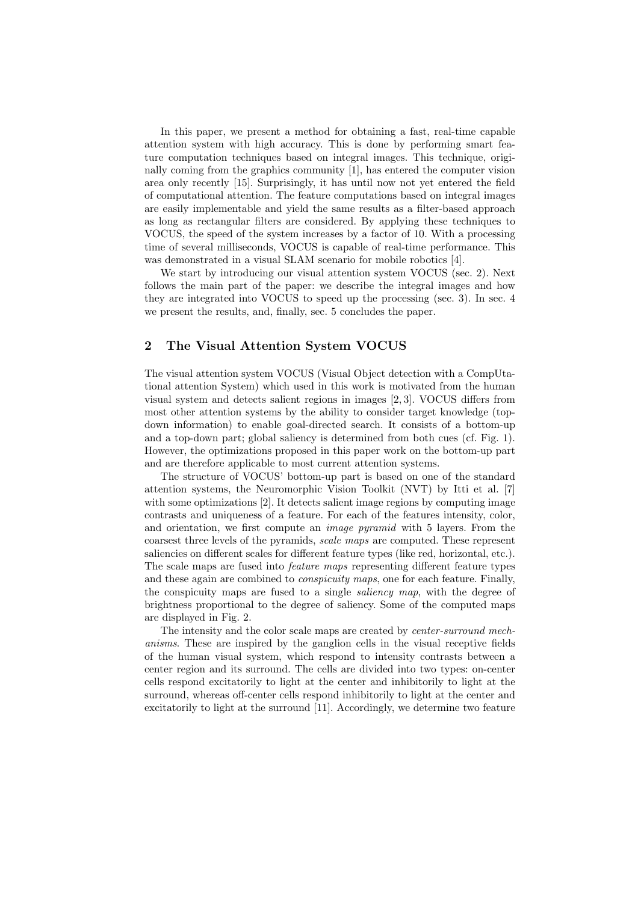In this paper, we present a method for obtaining a fast, real-time capable attention system with high accuracy. This is done by performing smart feature computation techniques based on integral images. This technique, originally coming from the graphics community [1], has entered the computer vision area only recently [15]. Surprisingly, it has until now not yet entered the field of computational attention. The feature computations based on integral images are easily implementable and yield the same results as a filter-based approach as long as rectangular filters are considered. By applying these techniques to VOCUS, the speed of the system increases by a factor of 10. With a processing time of several milliseconds, VOCUS is capable of real-time performance. This was demonstrated in a visual SLAM scenario for mobile robotics [4].

We start by introducing our visual attention system VOCUS (sec. 2). Next follows the main part of the paper: we describe the integral images and how they are integrated into VOCUS to speed up the processing (sec. 3). In sec. 4 we present the results, and, finally, sec. 5 concludes the paper.

## 2 The Visual Attention System VOCUS

The visual attention system VOCUS (Visual Object detection with a CompUtational attention System) which used in this work is motivated from the human visual system and detects salient regions in images [2, 3]. VOCUS differs from most other attention systems by the ability to consider target knowledge (top-down information) to enable goal-directed search. It consists of a bottom-up and a top-down part; global saliency is determined from both cues (cf. Fig. 1). However, the optimizations proposed in this paper work on the bottom-up part and are therefore applicable to most current attention systems.

The structure of VOCUS' bottom-up part is based on one of the standard attention systems, the Neuromorphic Vision Toolkit (NVT) by Itti et al. [7] with some optimizations [2]. It detects salient image regions by computing image contrasts and uniqueness of a feature. For each of the features intensity, color, and orientation, we first compute an *image pyramid* with 5 layers. From the coarsest three levels of the pyramids, *scale maps* are computed. These represent saliencies on different scales for different feature types (like red, horizontal, etc.). The scale maps are fused into *feature maps* representing different feature types and these again are combined to *conspicuity maps*, one for each feature. Finally, the conspicuity maps are fused to a single *saliency map*, with the degree of brightness proportional to the degree of saliency. Some of the computed maps are displayed in Fig. 2.

The intensity and the color scale maps are created by *center-surround mechanisms*. These are inspired by the ganglion cells in the visual receptive fields of the human visual system, which respond to intensity contrasts between a center region and its surround. The cells are divided into two types: on-center cells respond excitatorily to light at the center and inhibitorily to light at the surround, whereas off-center cells respond inhibitorily to light at the center and excitatorily to light at the surround [11]. Accordingly, we determine two feature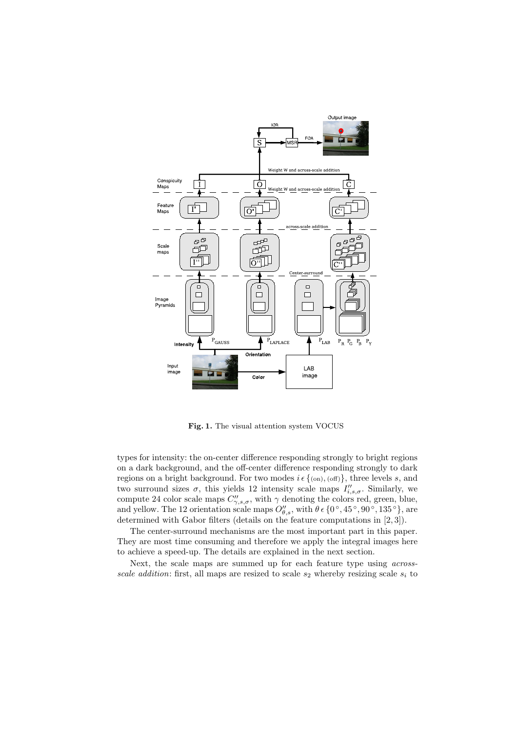**Fig. 1.** The visual attention system VOCUS

types for intensity: the on-center difference responding strongly to bright regions on a dark background, and the off-center difference responding strongly to dark regions on a bright background. For two modes $i \in \{(\text{on}), (\text{off})\}$, three levels $s$, and two surround sizes $\sigma$, this yields 12 intensity scale maps $I''_{i,s,\sigma}$. Similarly, we compute 24 color scale maps $C''_{\gamma,s,\sigma}$, with $\gamma$ denoting the colors red, green, blue, and yellow. The 12 orientation scale maps $O''_{\theta,s}$, with $\theta \in \{0°, 45°, 90°, 135°\}$, are determined with Gabor filters (details on the feature computations in [2, 3]).

The center-surround mechanisms are the most important part in this paper. They are most time consuming and therefore we apply the integral images here to achieve a speed-up. The details are explained in the next section.

Next, the scale maps are summed up for each feature type using *across-scale addition*: first, all maps are resized to scale $s_2$ whereby resizing scale $s_i$ to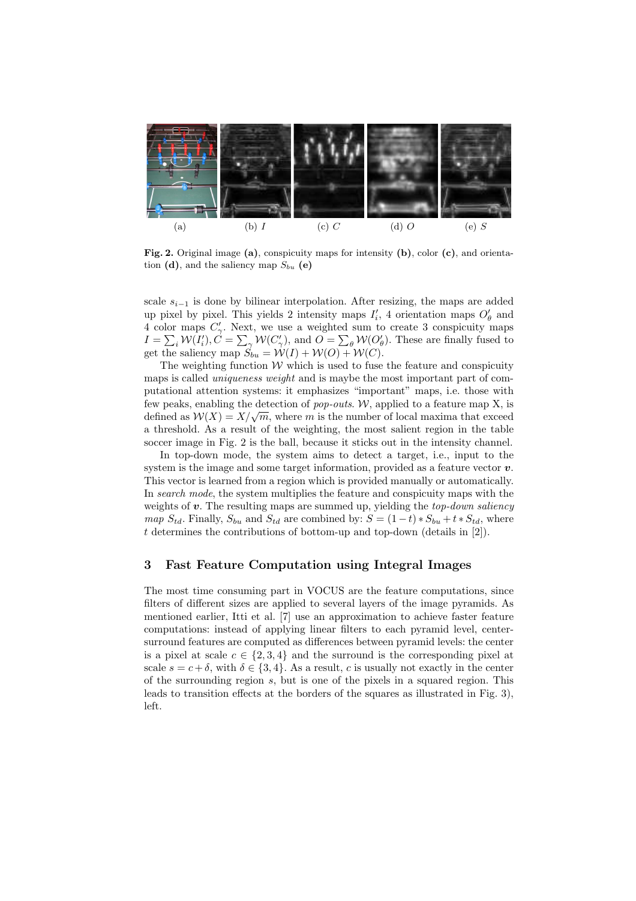(a) (b) $I$ (c) $C$ (d) $O$ (e) $S$

**Fig. 2.** Original image **(a)**, conspicuity maps for intensity **(b)**, color **(c)**, and orientation **(d)**, and the saliency map $S_{bu}$ **(e)**

scale $s_{i-1}$ is done by bilinear interpolation. After resizing, the maps are added up pixel by pixel. This yields 2 intensity maps $I'_i$, 4 orientation maps $O'_\theta$ and 4 color maps $C'_\gamma$. Next, we use a weighted sum to create 3 conspicuity maps $I = \sum_i \mathcal{W}(I'_i), C = \sum_\gamma \mathcal{W}(C'_\gamma)$, and $O = \sum_\theta \mathcal{W}(O'_\theta)$. These are finally fused to get the saliency map $S_{bu} = \mathcal{W}(I) + \mathcal{W}(O) + \mathcal{W}(C)$.

The weighting function $\mathcal{W}$ which is used to fuse the feature and conspicuity maps is called *uniqueness weight* and is maybe the most important part of computational attention systems: it emphasizes "important" maps, i.e. those with few peaks, enabling the detection of *pop-outs*. $\mathcal{W}$, applied to a feature map X, is defined as $\mathcal{W}(X) = X/\sqrt{m}$, where $m$ is the number of local maxima that exceed a threshold. As a result of the weighting, the most salient region in the table soccer image in Fig. 2 is the ball, because it sticks out in the intensity channel.

In top-down mode, the system aims to detect a target, i.e., input to the system is the image and some target information, provided as a feature vector $\boldsymbol{v}$. This vector is learned from a region which is provided manually or automatically. In *search mode*, the system multiplies the feature and conspicuity maps with the weights of $\boldsymbol{v}$. The resulting maps are summed up, yielding the *top-down saliency map* $S_{td}$. Finally, $S_{bu}$ and $S_{td}$ are combined by: $S = (1-t) * S_{bu} + t * S_{td}$, where $t$ determines the contributions of bottom-up and top-down (details in [2]).

## 3 Fast Feature Computation using Integral Images

The most time consuming part in VOCUS are the feature computations, since filters of different sizes are applied to several layers of the image pyramids. As mentioned earlier, Itti et al. [7] use an approximation to achieve faster feature computations: instead of applying linear filters to each pyramid level, center-surround features are computed as differences between pyramid levels: the center is a pixel at scale $c \in \{2, 3, 4\}$ and the surround is the corresponding pixel at scale $s = c + \delta$, with $\delta \in \{3, 4\}$. As a result, $c$ is usually not exactly in the center of the surrounding region $s$, but is one of the pixels in a squared region. This leads to transition effects at the borders of the squares as illustrated in Fig. 3), left.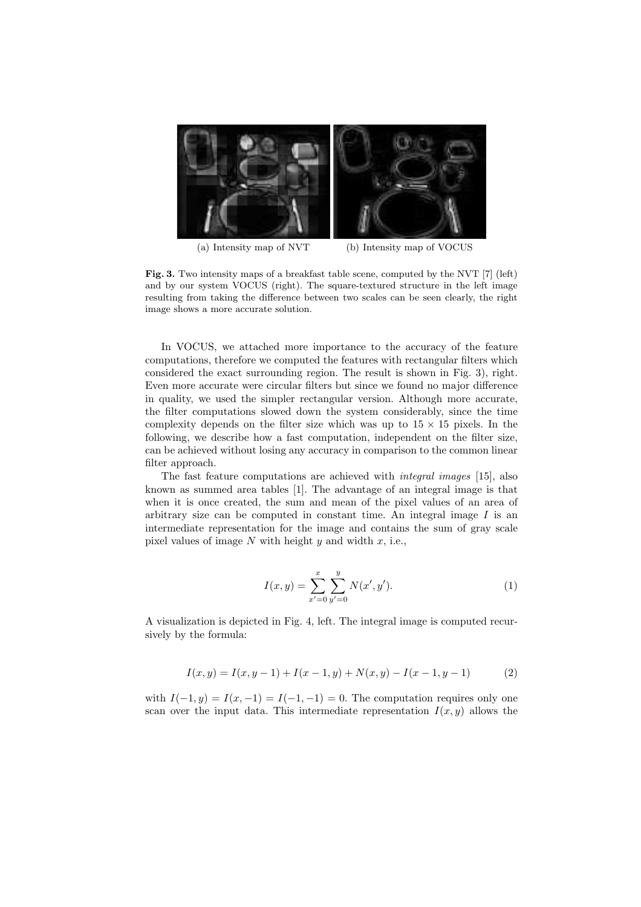(a) Intensity map of NVT (b) Intensity map of VOCUS

**Fig. 3.** Two intensity maps of a breakfast table scene, computed by the NVT [7] (left) and by our system VOCUS (right). The square-textured structure in the left image resulting from taking the difference between two scales can be seen clearly, the right image shows a more accurate solution.

In VOCUS, we attached more importance to the accuracy of the feature computations, therefore we computed the features with rectangular filters which considered the exact surrounding region. The result is shown in Fig. 3), right. Even more accurate were circular filters but since we found no major difference in quality, we used the simpler rectangular version. Although more accurate, the filter computations slowed down the system considerably, since the time complexity depends on the filter size which was up to $15 \times 15$ pixels. In the following, we describe how a fast computation, independent on the filter size, can be achieved without losing any accuracy in comparison to the common linear filter approach.

The fast feature computations are achieved with *integral images* [15], also known as summed area tables [1]. The advantage of an integral image is that when it is once created, the sum and mean of the pixel values of an area of arbitrary size can be computed in constant time. An integral image $I$ is an intermediate representation for the image and contains the sum of gray scale pixel values of image $N$ with height $y$ and width $x$, i.e.,

$$I(x, y) = \sum_{x'=0}^{x} \sum_{y'=0}^{y} N(x', y'). \tag{1}$$

A visualization is depicted in Fig. 4, left. The integral image is computed recursively by the formula:

$$I(x, y) = I(x, y-1) + I(x-1, y) + N(x, y) - I(x-1, y-1) \tag{2}$$

with $I(-1, y) = I(x, -1) = I(-1, -1) = 0$. The computation requires only one scan over the input data. This intermediate representation $I(x, y)$ allows the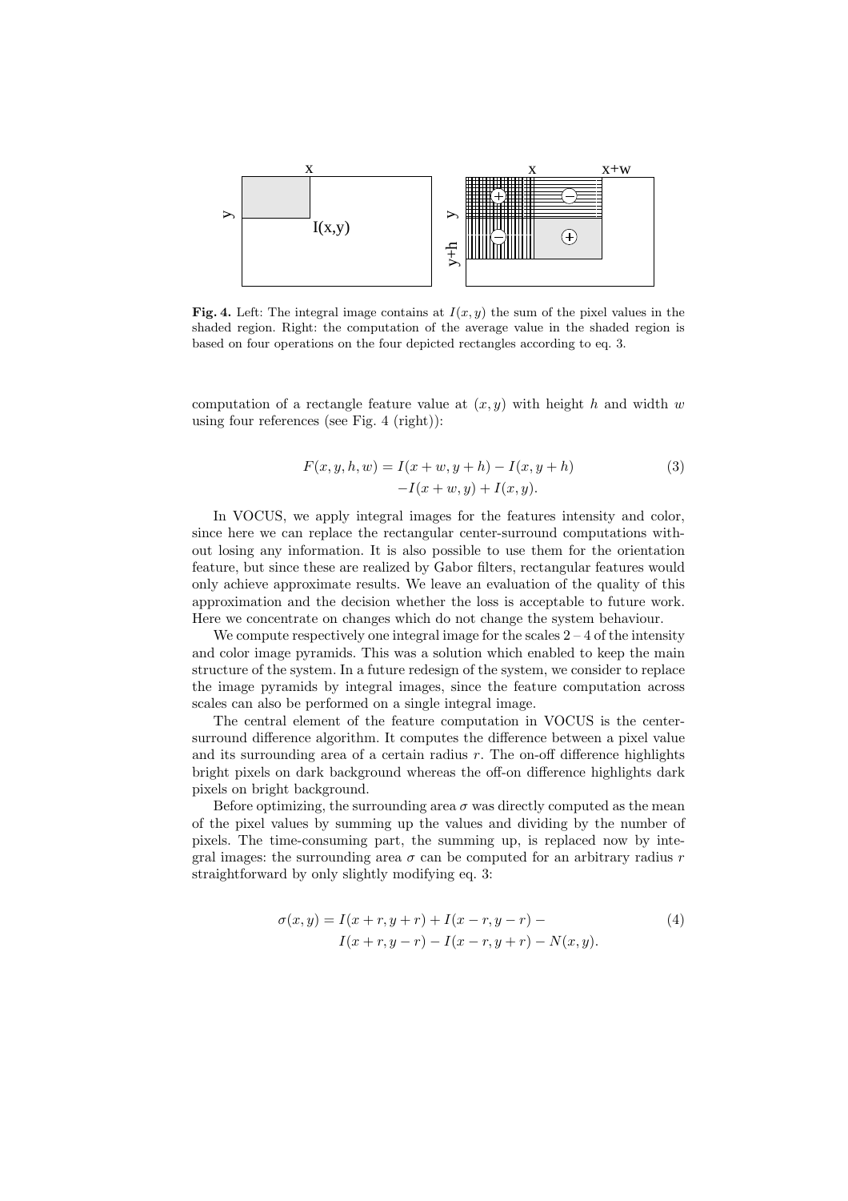**Fig. 4.** Left: The integral image contains at $I(x, y)$ the sum of the pixel values in the shaded region. Right: the computation of the average value in the shaded region is based on four operations on the four depicted rectangles according to eq. 3.

computation of a rectangle feature value at $(x, y)$ with height $h$ and width $w$ using four references (see Fig. 4 (right)):

$$F(x, y, h, w) = I(x + w, y + h) - I(x, y + h) - I(x + w, y) + I(x, y). \quad (3)$$

In VOCUS, we apply integral images for the features intensity and color, since here we can replace the rectangular center-surround computations without losing any information. It is also possible to use them for the orientation feature, but since these are realized by Gabor filters, rectangular features would only achieve approximate results. We leave an evaluation of the quality of this approximation and the decision whether the loss is acceptable to future work. Here we concentrate on changes which do not change the system behaviour.

We compute respectively one integral image for the scales 2 – 4 of the intensity and color image pyramids. This was a solution which enabled to keep the main structure of the system. In a future redesign of the system, we consider to replace the image pyramids by integral images, since the feature computation across scales can also be performed on a single integral image.

The central element of the feature computation in VOCUS is the center-surround difference algorithm. It computes the difference between a pixel value and its surrounding area of a certain radius $r$. The on-off difference highlights bright pixels on dark background whereas the off-on difference highlights dark pixels on bright background.

Before optimizing, the surrounding area $\sigma$ was directly computed as the mean of the pixel values by summing up the values and dividing by the number of pixels. The time-consuming part, the summing up, is replaced now by integral images: the surrounding area $\sigma$ can be computed for an arbitrary radius $r$ straightforward by only slightly modifying eq. 3:

$$\sigma(x, y) = I(x + r, y + r) + I(x - r, y - r) - I(x + r, y - r) - I(x - r, y + r) - N(x, y). \quad (4)$$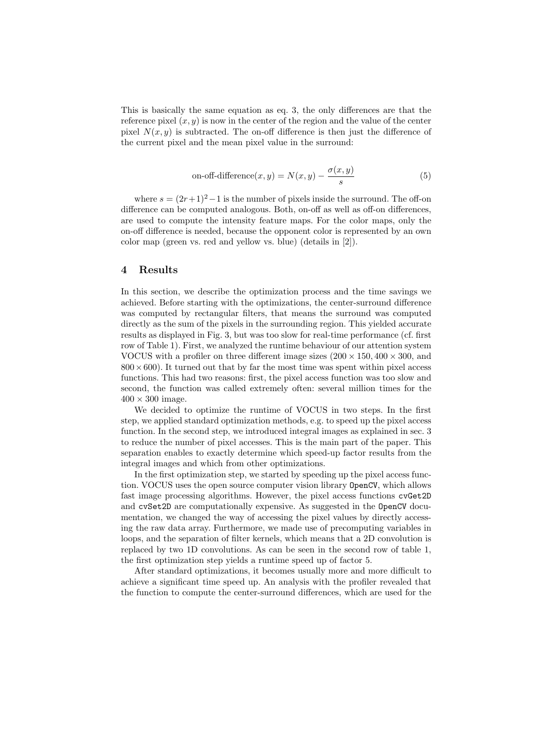This is basically the same equation as eq. 3, the only differences are that the reference pixel $(x, y)$ is now in the center of the region and the value of the center pixel $N(x, y)$ is subtracted. The on-off difference is then just the difference of the current pixel and the mean pixel value in the surround:

$$\text{on-off-difference}(x, y) = N(x, y) - \frac{\sigma(x, y)}{s} \tag{5}$$

where $s = (2r+1)^2 - 1$ is the number of pixels inside the surround. The off-on difference can be computed analogous. Both, on-off as well as off-on differences, are used to compute the intensity feature maps. For the color maps, only the on-off difference is needed, because the opponent color is represented by an own color map (green vs. red and yellow vs. blue) (details in [2]).

## 4 Results

In this section, we describe the optimization process and the time savings we achieved. Before starting with the optimizations, the center-surround difference was computed by rectangular filters, that means the surround was computed directly as the sum of the pixels in the surrounding region. This yielded accurate results as displayed in Fig. 3, but was too slow for real-time performance (cf. first row of Table 1). First, we analyzed the runtime behaviour of our attention system VOCUS with a profiler on three different image sizes ($200 \times 150$, $400 \times 300$, and $800 \times 600$). It turned out that by far the most time was spent within pixel access functions. This had two reasons: first, the pixel access function was too slow and second, the function was called extremely often: several million times for the $400 \times 300$ image.

We decided to optimize the runtime of VOCUS in two steps. In the first step, we applied standard optimization methods, e.g. to speed up the pixel access function. In the second step, we introduced integral images as explained in sec. 3 to reduce the number of pixel accesses. This is the main part of the paper. This separation enables to exactly determine which speed-up factor results from the integral images and which from other optimizations.

In the first optimization step, we started by speeding up the pixel access function. VOCUS uses the open source computer vision library `OpenCV`, which allows fast image processing algorithms. However, the pixel access functions `cvGet2D` and `cvSet2D` are computationally expensive. As suggested in the `OpenCV` documentation, we changed the way of accessing the pixel values by directly accessing the raw data array. Furthermore, we made use of precomputing variables in loops, and the separation of filter kernels, which means that a 2D convolution is replaced by two 1D convolutions. As can be seen in the second row of table 1, the first optimization step yields a runtime speed up of factor 5.

After standard optimizations, it becomes usually more and more difficult to achieve a significant time speed up. An analysis with the profiler revealed that the function to compute the center-surround differences, which are used for the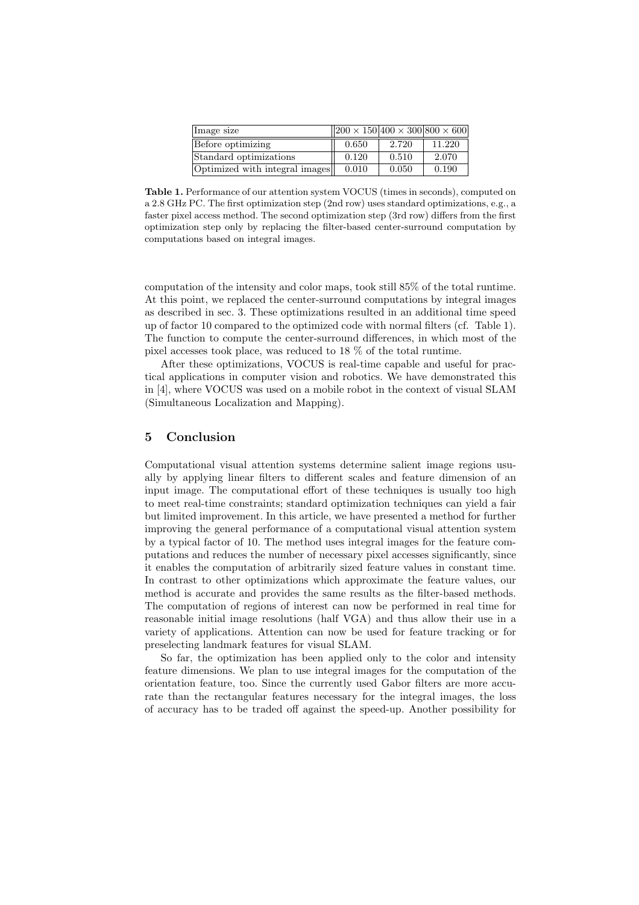| Image size | $200 \times 150$ | $400 \times 300$ | $800 \times 600$ |
|---|---|---|---|
| Before optimizing | 0.650 | 2.720 | 11.220 |
| Standard optimizations | 0.120 | 0.510 | 2.070 |
| Optimized with integral images | 0.010 | 0.050 | 0.190 |

**Table 1.** Performance of our attention system VOCUS (times in seconds), computed on a 2.8 GHz PC. The first optimization step (2nd row) uses standard optimizations, e.g., a faster pixel access method. The second optimization step (3rd row) differs from the first optimization step only by replacing the filter-based center-surround computation by computations based on integral images.

computation of the intensity and color maps, took still 85% of the total runtime. At this point, we replaced the center-surround computations by integral images as described in sec. 3. These optimizations resulted in an additional time speed up of factor 10 compared to the optimized code with normal filters (cf. Table 1). The function to compute the center-surround differences, in which most of the pixel accesses took place, was reduced to 18 % of the total runtime.

After these optimizations, VOCUS is real-time capable and useful for practical applications in computer vision and robotics. We have demonstrated this in [4], where VOCUS was used on a mobile robot in the context of visual SLAM (Simultaneous Localization and Mapping).

## 5 Conclusion

Computational visual attention systems determine salient image regions usually by applying linear filters to different scales and feature dimension of an input image. The computational effort of these techniques is usually too high to meet real-time constraints; standard optimization techniques can yield a fair but limited improvement. In this article, we have presented a method for further improving the general performance of a computational visual attention system by a typical factor of 10. The method uses integral images for the feature computations and reduces the number of necessary pixel accesses significantly, since it enables the computation of arbitrarily sized feature values in constant time. In contrast to other optimizations which approximate the feature values, our method is accurate and provides the same results as the filter-based methods. The computation of regions of interest can now be performed in real time for reasonable initial image resolutions (half VGA) and thus allow their use in a variety of applications. Attention can now be used for feature tracking or for preselecting landmark features for visual SLAM.

So far, the optimization has been applied only to the color and intensity feature dimensions. We plan to use integral images for the computation of the orientation feature, too. Since the currently used Gabor filters are more accurate than the rectangular features necessary for the integral images, the loss of accuracy has to be traded off against the speed-up. Another possibility for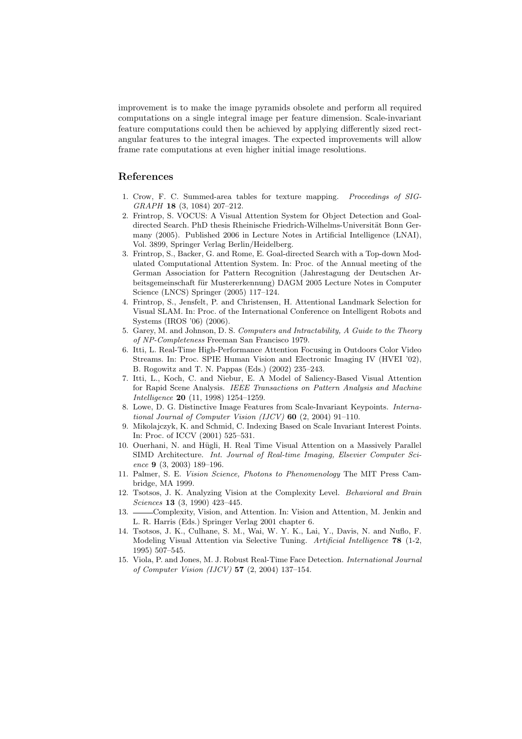improvement is to make the image pyramids obsolete and perform all required computations on a single integral image per feature dimension. Scale-invariant feature computations could then be achieved by applying differently sized rectangular features to the integral images. The expected improvements will allow frame rate computations at even higher initial image resolutions.

## References

1. Crow, F. C. Summed-area tables for texture mapping. *Proceedings of SIGGRAPH* **18** (3, 1084) 207–212.
2. Frintrop, S. VOCUS: A Visual Attention System for Object Detection and Goal-directed Search. PhD thesis Rheinische Friedrich-Wilhelms-Universität Bonn Germany (2005). Published 2006 in Lecture Notes in Artificial Intelligence (LNAI), Vol. 3899, Springer Verlag Berlin/Heidelberg.
3. Frintrop, S., Backer, G. and Rome, E. Goal-directed Search with a Top-down Modulated Computational Attention System. In: Proc. of the Annual meeting of the German Association for Pattern Recognition (Jahrestagung der Deutschen Arbeitsgemeinschaft für Mustererkennung) DAGM 2005 Lecture Notes in Computer Science (LNCS) Springer (2005) 117–124.
4. Frintrop, S., Jensfelt, P. and Christensen, H. Attentional Landmark Selection for Visual SLAM. In: Proc. of the International Conference on Intelligent Robots and Systems (IROS '06) (2006).
5. Garey, M. and Johnson, D. S. *Computers and Intractability, A Guide to the Theory of NP-Completeness* Freeman San Francisco 1979.
6. Itti, L. Real-Time High-Performance Attention Focusing in Outdoors Color Video Streams. In: Proc. SPIE Human Vision and Electronic Imaging IV (HVEI '02), B. Rogowitz and T. N. Pappas (Eds.) (2002) 235–243.
7. Itti, L., Koch, C. and Niebur, E. A Model of Saliency-Based Visual Attention for Rapid Scene Analysis. *IEEE Transactions on Pattern Analysis and Machine Intelligence* **20** (11, 1998) 1254–1259.
8. Lowe, D. G. Distinctive Image Features from Scale-Invariant Keypoints. *International Journal of Computer Vision (IJCV)* **60** (2, 2004) 91–110.
9. Mikolajczyk, K. and Schmid, C. Indexing Based on Scale Invariant Interest Points. In: Proc. of ICCV (2001) 525–531.
10. Ouerhani, N. and Hügli, H. Real Time Visual Attention on a Massively Parallel SIMD Architecture. *Int. Journal of Real-time Imaging, Elsevier Computer Science* **9** (3, 2003) 189–196.
11. Palmer, S. E. *Vision Science, Photons to Phenomenology* The MIT Press Cambridge, MA 1999.
12. Tsotsos, J. K. Analyzing Vision at the Complexity Level. *Behavioral and Brain Sciences* **13** (3, 1990) 423–445.
13. ——Complexity, Vision, and Attention. In: Vision and Attention, M. Jenkin and L. R. Harris (Eds.) Springer Verlag 2001 chapter 6.
14. Tsotsos, J. K., Culhane, S. M., Wai, W. Y. K., Lai, Y., Davis, N. and Nuflo, F. Modeling Visual Attention via Selective Tuning. *Artificial Intelligence* **78** (1-2, 1995) 507–545.
15. Viola, P. and Jones, M. J. Robust Real-Time Face Detection. *International Journal of Computer Vision (IJCV)* **57** (2, 2004) 137–154.